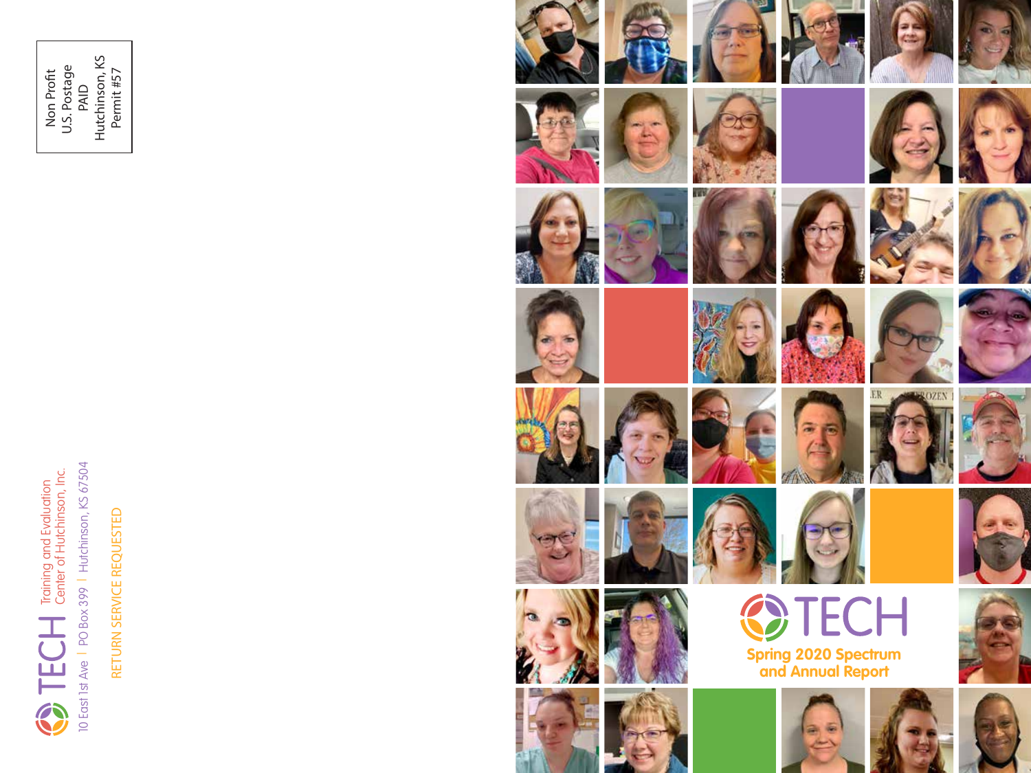Non Profit
U.S. Postage
PAID
Hutchinson, KS
Permit #57

TECH Training and Evaluation Center of Hutchinson, Inc.

10 East 1st Ave | PO Box 399 | Hutchinson, KS 67504

RETURN SERVICE REQUESTED

# TECH

## Spring 2020 Spectrum and Annual Report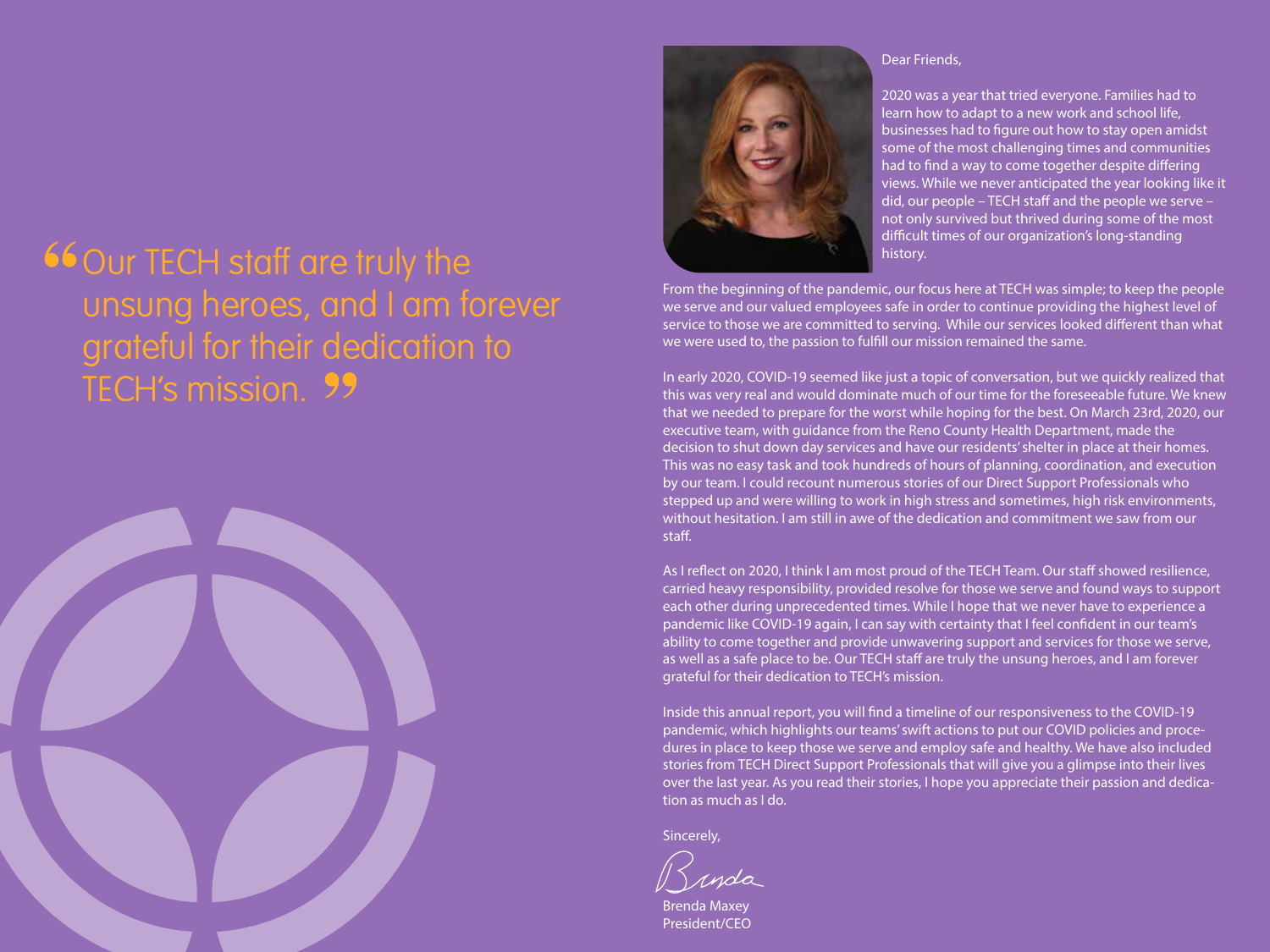> "Our TECH staff are truly the unsung heroes, and I am forever grateful for their dedication to TECH's mission."

Dear Friends,

2020 was a year that tried everyone. Families had to learn how to adapt to a new work and school life, businesses had to figure out how to stay open amidst some of the most challenging times and communities had to find a way to come together despite differing views. While we never anticipated the year looking like it did, our people – TECH staff and the people we serve – not only survived but thrived during some of the most difficult times of our organization's long-standing history.

From the beginning of the pandemic, our focus here at TECH was simple; to keep the people we serve and our valued employees safe in order to continue providing the highest level of service to those we are committed to serving. While our services looked different than what we were used to, the passion to fulfill our mission remained the same.

In early 2020, COVID-19 seemed like just a topic of conversation, but we quickly realized that this was very real and would dominate much of our time for the foreseeable future. We knew that we needed to prepare for the worst while hoping for the best. On March 23rd, 2020, our executive team, with guidance from the Reno County Health Department, made the decision to shut down day services and have our residents' shelter in place at their homes. This was no easy task and took hundreds of hours of planning, coordination, and execution by our team. I could recount numerous stories of our Direct Support Professionals who stepped up and were willing to work in high stress and sometimes, high risk environments, without hesitation. I am still in awe of the dedication and commitment we saw from our staff.

As I reflect on 2020, I think I am most proud of the TECH Team. Our staff showed resilience, carried heavy responsibility, provided resolve for those we serve and found ways to support each other during unprecedented times. While I hope that we never have to experience a pandemic like COVID-19 again, I can say with certainty that I feel confident in our team's ability to come together and provide unwavering support and services for those we serve, as well as a safe place to be. Our TECH staff are truly the unsung heroes, and I am forever grateful for their dedication to TECH's mission.

Inside this annual report, you will find a timeline of our responsiveness to the COVID-19 pandemic, which highlights our teams' swift actions to put our COVID policies and procedures in place to keep those we serve and employ safe and healthy. We have also included stories from TECH Direct Support Professionals that will give you a glimpse into their lives over the last year. As you read their stories, I hope you appreciate their passion and dedication as much as I do.

Sincerely,

Brenda

Brenda Maxey
President/CEO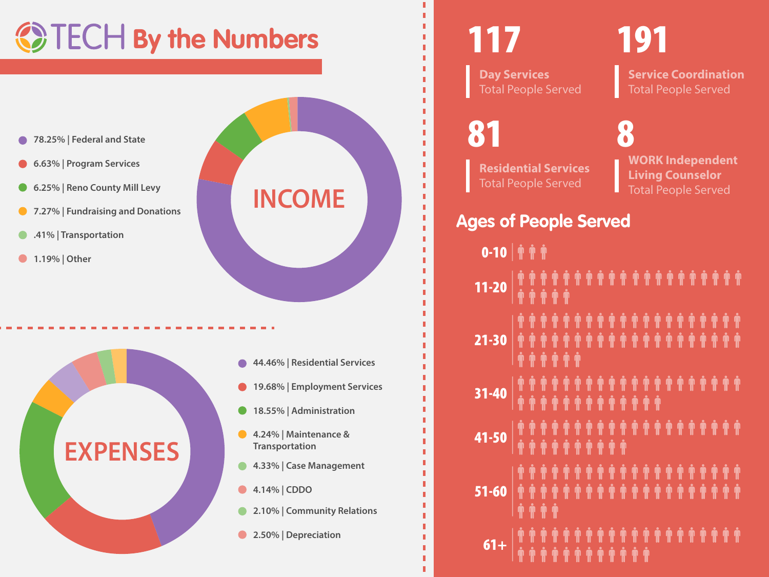# TECH By the Numbers

## INCOME

- 78.25% | Federal and State
- 6.63% | Program Services
- 6.25% | Reno County Mill Levy
- 7.27% | Fundraising and Donations
- .41% | Transportation
- 1.19% | Other

## EXPENSES

- 44.46% | Residential Services
- 19.68% | Employment Services
- 18.55% | Administration
- 4.24% | Maintenance & Transportation
- 4.33% | Case Management
- 4.14% | CDDO
- 2.10% | Community Relations
- 2.50% | Depreciation

**117**
Day Services
Total People Served

**191**
Service Coordination
Total People Served

**81**
Residential Services
Total People Served

**8**
WORK Independent Living Counselor
Total People Served

## Ages of People Served

- 0-10
- 11-20
- 21-30
- 31-40
- 41-50
- 51-60
- 61+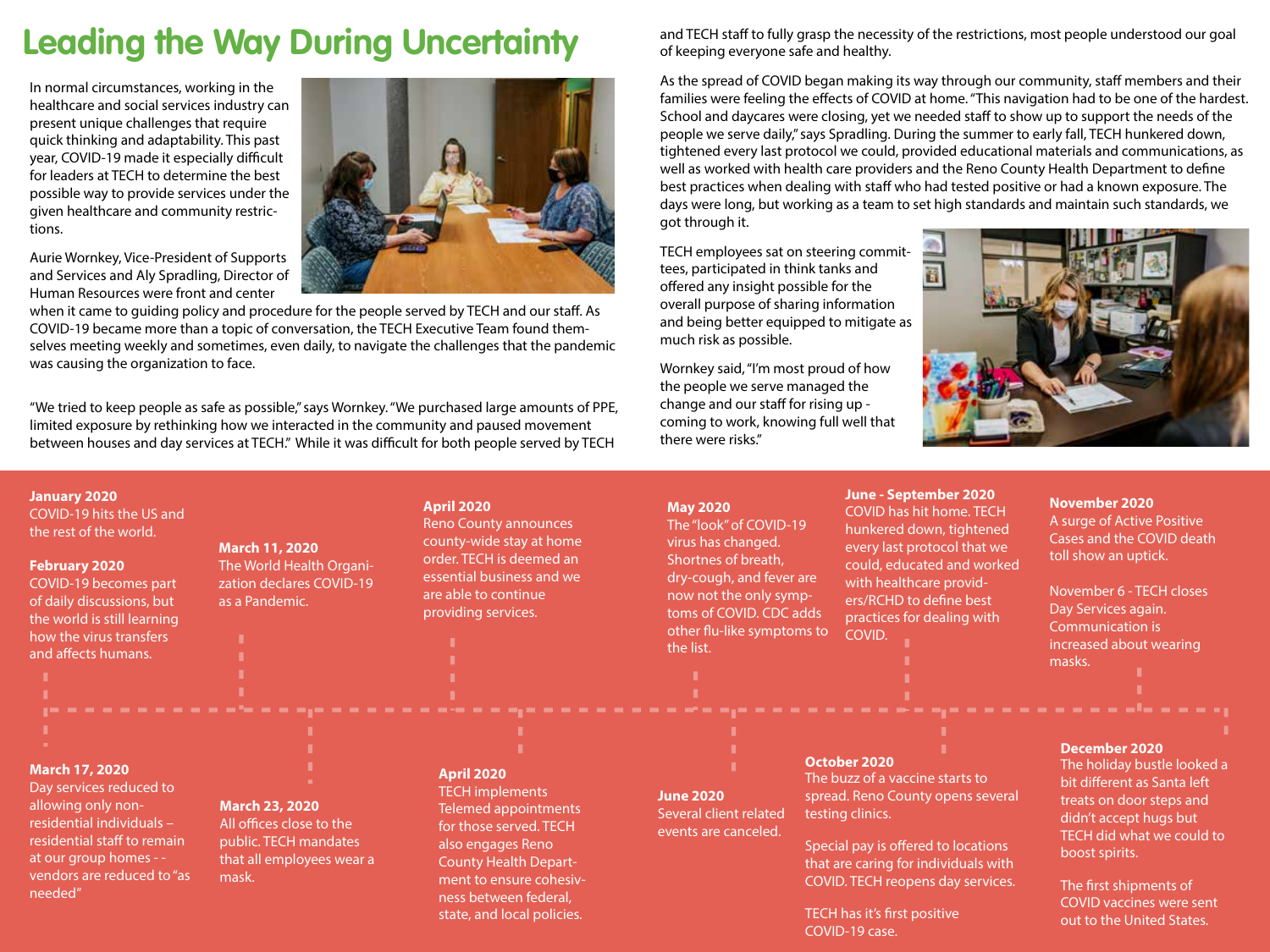# Leading the Way During Uncertainty

In normal circumstances, working in the healthcare and social services industry can present unique challenges that require quick thinking and adaptability. This past year, COVID-19 made it especially difficult for leaders at TECH to determine the best possible way to provide services under the given healthcare and community restrictions.

Aurie Wornkey, Vice-President of Supports and Services and Aly Spradling, Director of Human Resources were front and center when it came to guiding policy and procedure for the people served by TECH and our staff. As COVID-19 became more than a topic of conversation, the TECH Executive Team found themselves meeting weekly and sometimes, even daily, to navigate the challenges that the pandemic was causing the organization to face.

"We tried to keep people as safe as possible," says Wornkey. "We purchased large amounts of PPE, limited exposure by rethinking how we interacted in the community and paused movement between houses and day services at TECH." While it was difficult for both people served by TECH and TECH staff to fully grasp the necessity of the restrictions, most people understood our goal of keeping everyone safe and healthy.

As the spread of COVID began making its way through our community, staff members and their families were feeling the effects of COVID at home. "This navigation had to be one of the hardest. School and daycares were closing, yet we needed staff to show up to support the needs of the people we serve daily," says Spradling. During the summer to early fall, TECH hunkered down, tightened every last protocol we could, provided educational materials and communications, as well as worked with health care providers and the Reno County Health Department to define best practices when dealing with staff who had tested positive or had a known exposure. The days were long, but working as a team to set high standards and maintain such standards, we got through it.

TECH employees sat on steering committees, participated in think tanks and offered any insight possible for the overall purpose of sharing information and being better equipped to mitigate as much risk as possible.

Wornkey said, "I'm most proud of how the people we serve managed the change and our staff for rising up - coming to work, knowing full well that there were risks."

**January 2020**
COVID-19 hits the US and the rest of the world.

**February 2020**
COVID-19 becomes part of daily discussions, but the world is still learning how the virus transfers and affects humans.

**March 11, 2020**
The World Health Organization declares COVID-19 as a Pandemic.

**March 17, 2020**
Day services reduced to allowing only non-residential individuals – residential staff to remain at our group homes - - vendors are reduced to "as needed"

**March 23, 2020**
All offices close to the public. TECH mandates that all employees wear a mask.

**April 2020**
Reno County announces county-wide stay at home order. TECH is deemed an essential business and we are able to continue providing services.

**April 2020**
TECH implements Telemed appointments for those served. TECH also engages Reno County Health Department to ensure cohesiveness between federal, state, and local policies.

**May 2020**
The "look" of COVID-19 virus has changed. Shortnes of breath, dry-cough, and fever are now not the only symptoms of COVID. CDC adds other flu-like symptoms to the list.

**June 2020**
Several client related events are canceled.

**June - September 2020**
COVID has hit home. TECH hunkered down, tightened every last protocol that we could, educated and worked with healthcare providers/RCHD to define best practices for dealing with COVID.

**October 2020**
The buzz of a vaccine starts to spread. Reno County opens several testing clinics.

Special pay is offered to locations that are caring for individuals with COVID. TECH reopens day services.

TECH has it's first positive COVID-19 case.

**November 2020**
A surge of Active Positive Cases and the COVID death toll show an uptick.

November 6 - TECH closes Day Services again. Communication is increased about wearing masks.

**December 2020**
The holiday bustle looked a bit different as Santa left treats on door steps and didn't accept hugs but TECH did what we could to boost spirits.

The first shipments of COVID vaccines were sent out to the United States.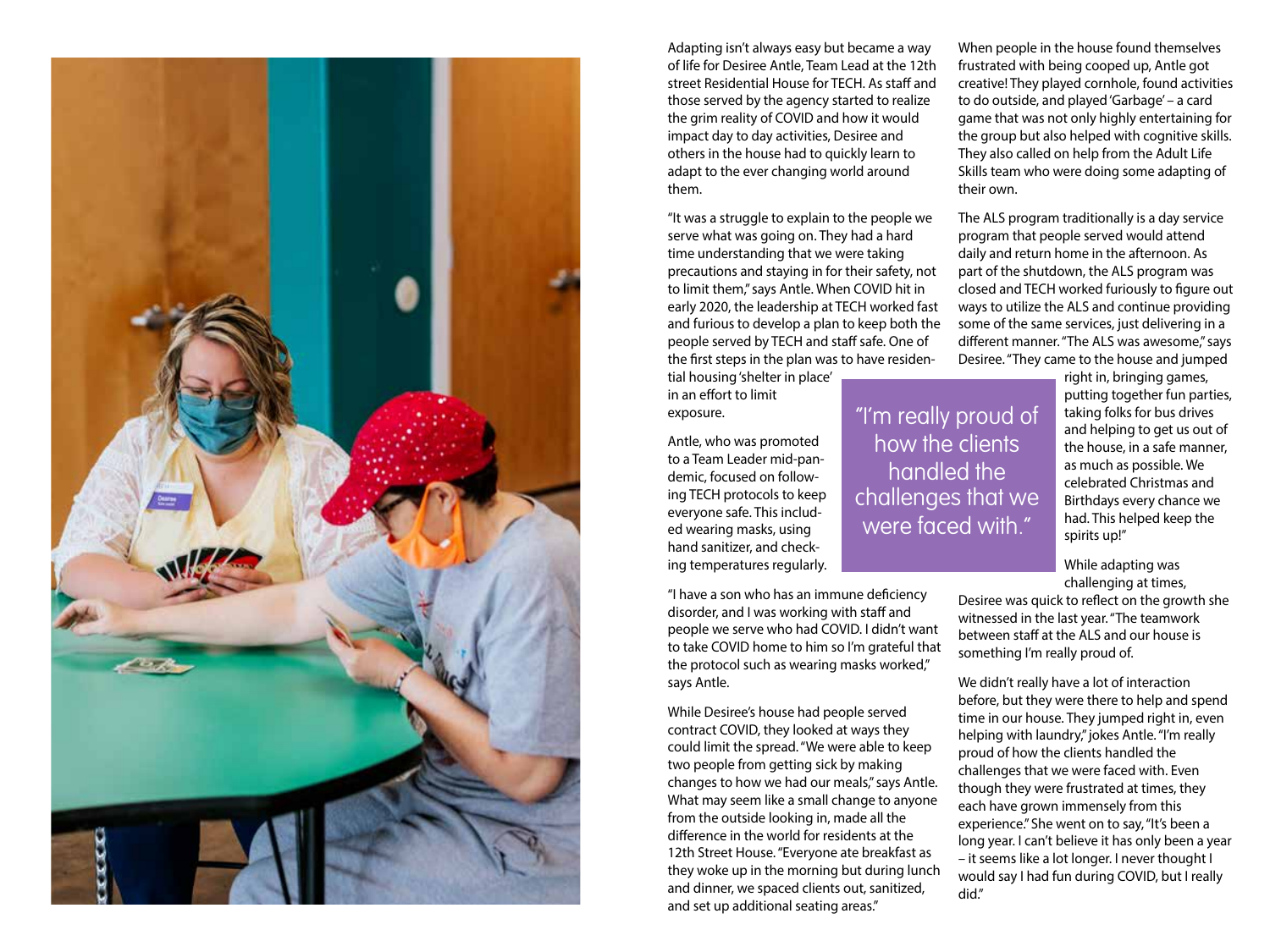Adapting isn't always easy but became a way of life for Desiree Antle, Team Lead at the 12th street Residential House for TECH. As staff and those served by the agency started to realize the grim reality of COVID and how it would impact day to day activities, Desiree and others in the house had to quickly learn to adapt to the ever changing world around them.

"It was a struggle to explain to the people we serve what was going on. They had a hard time understanding that we were taking precautions and staying in for their safety, not to limit them," says Antle. When COVID hit in early 2020, the leadership at TECH worked fast and furious to develop a plan to keep both the people served by TECH and staff safe. One of the first steps in the plan was to have residential housing 'shelter in place' in an effort to limit exposure.

Antle, who was promoted to a Team Leader mid-pandemic, focused on following TECH protocols to keep everyone safe. This included wearing masks, using hand sanitizer, and checking temperatures regularly.

"I have a son who has an immune deficiency disorder, and I was working with staff and people we serve who had COVID. I didn't want to take COVID home to him so I'm grateful that the protocol such as wearing masks worked," says Antle.

While Desiree's house had people served contract COVID, they looked at ways they could limit the spread. "We were able to keep two people from getting sick by making changes to how we had our meals," says Antle. What may seem like a small change to anyone from the outside looking in, made all the difference in the world for residents at the 12th Street House. "Everyone ate breakfast as they woke up in the morning but during lunch and dinner, we spaced clients out, sanitized, and set up additional seating areas."

When people in the house found themselves frustrated with being cooped up, Antle got creative! They played cornhole, found activities to do outside, and played 'Garbage' – a card game that was not only highly entertaining for the group but also helped with cognitive skills. They also called on help from the Adult Life Skills team who were doing some adapting of their own.

The ALS program traditionally is a day service program that people served would attend daily and return home in the afternoon. As part of the shutdown, the ALS program was closed and TECH worked furiously to figure out ways to utilize the ALS and continue providing some of the same services, just delivering in a different manner. "The ALS was awesome," says Desiree. "They came to the house and jumped right in, bringing games, putting together fun parties, taking folks for bus drives and helping to get us out of the house, in a safe manner, as much as possible. We celebrated Christmas and Birthdays every chance we had. This helped keep the spirits up!"

> "I'm really proud of how the clients handled the challenges that we were faced with."

While adapting was challenging at times, Desiree was quick to reflect on the growth she witnessed in the last year. "The teamwork between staff at the ALS and our house is something I'm really proud of.

We didn't really have a lot of interaction before, but they were there to help and spend time in our house. They jumped right in, even helping with laundry," jokes Antle. "I'm really proud of how the clients handled the challenges that we were faced with. Even though they were frustrated at times, they each have grown immensely from this experience." She went on to say, "It's been a long year. I can't believe it has only been a year – it seems like a lot longer. I never thought I would say I had fun during COVID, but I really did."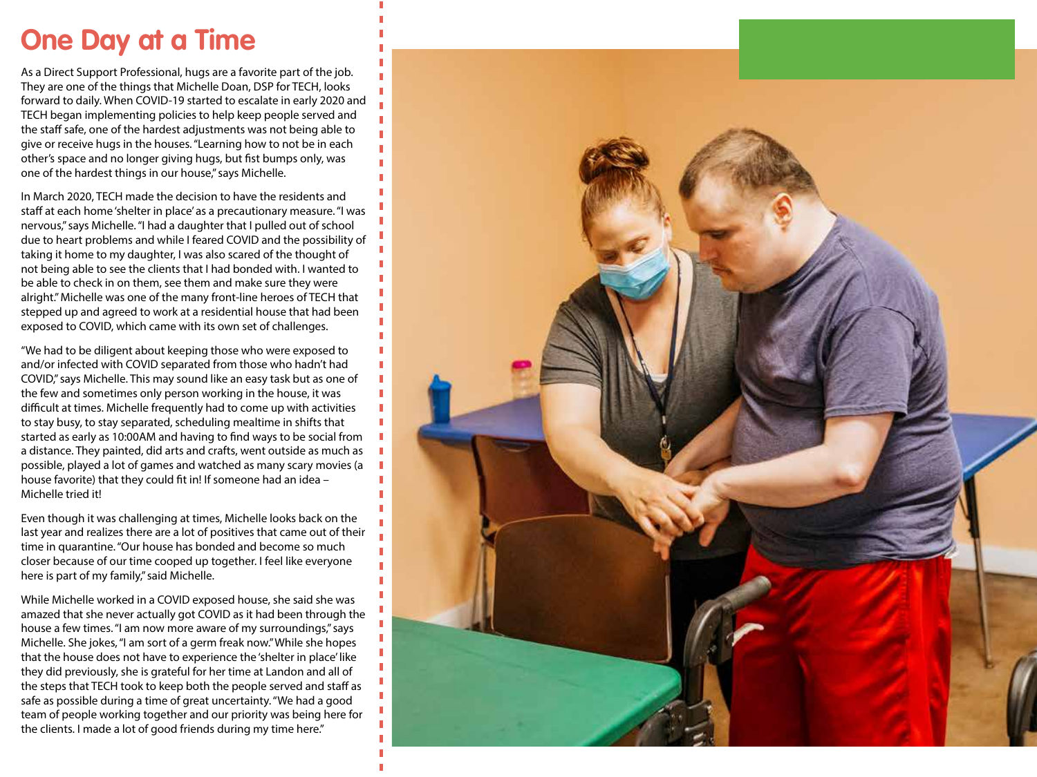# One Day at a Time

As a Direct Support Professional, hugs are a favorite part of the job. They are one of the things that Michelle Doan, DSP for TECH, looks forward to daily. When COVID-19 started to escalate in early 2020 and TECH began implementing policies to help keep people served and the staff safe, one of the hardest adjustments was not being able to give or receive hugs in the houses. "Learning how to not be in each other's space and no longer giving hugs, but fist bumps only, was one of the hardest things in our house," says Michelle.

In March 2020, TECH made the decision to have the residents and staff at each home 'shelter in place' as a precautionary measure. "I was nervous," says Michelle. "I had a daughter that I pulled out of school due to heart problems and while I feared COVID and the possibility of taking it home to my daughter, I was also scared of the thought of not being able to see the clients that I had bonded with. I wanted to be able to check in on them, see them and make sure they were alright." Michelle was one of the many front-line heroes of TECH that stepped up and agreed to work at a residential house that had been exposed to COVID, which came with its own set of challenges.

"We had to be diligent about keeping those who were exposed to and/or infected with COVID separated from those who hadn't had COVID," says Michelle. This may sound like an easy task but as one of the few and sometimes only person working in the house, it was difficult at times. Michelle frequently had to come up with activities to stay busy, to stay separated, scheduling mealtime in shifts that started as early as 10:00AM and having to find ways to be social from a distance. They painted, did arts and crafts, went outside as much as possible, played a lot of games and watched as many scary movies (a house favorite) that they could fit in! If someone had an idea – Michelle tried it!

Even though it was challenging at times, Michelle looks back on the last year and realizes there are a lot of positives that came out of their time in quarantine. "Our house has bonded and become so much closer because of our time cooped up together. I feel like everyone here is part of my family," said Michelle.

While Michelle worked in a COVID exposed house, she said she was amazed that she never actually got COVID as it had been through the house a few times. "I am now more aware of my surroundings," says Michelle. She jokes, "I am sort of a germ freak now." While she hopes that the house does not have to experience the 'shelter in place' like they did previously, she is grateful for her time at Landon and all of the steps that TECH took to keep both the people served and staff as safe as possible during a time of great uncertainty. "We had a good team of people working together and our priority was being here for the clients. I made a lot of good friends during my time here."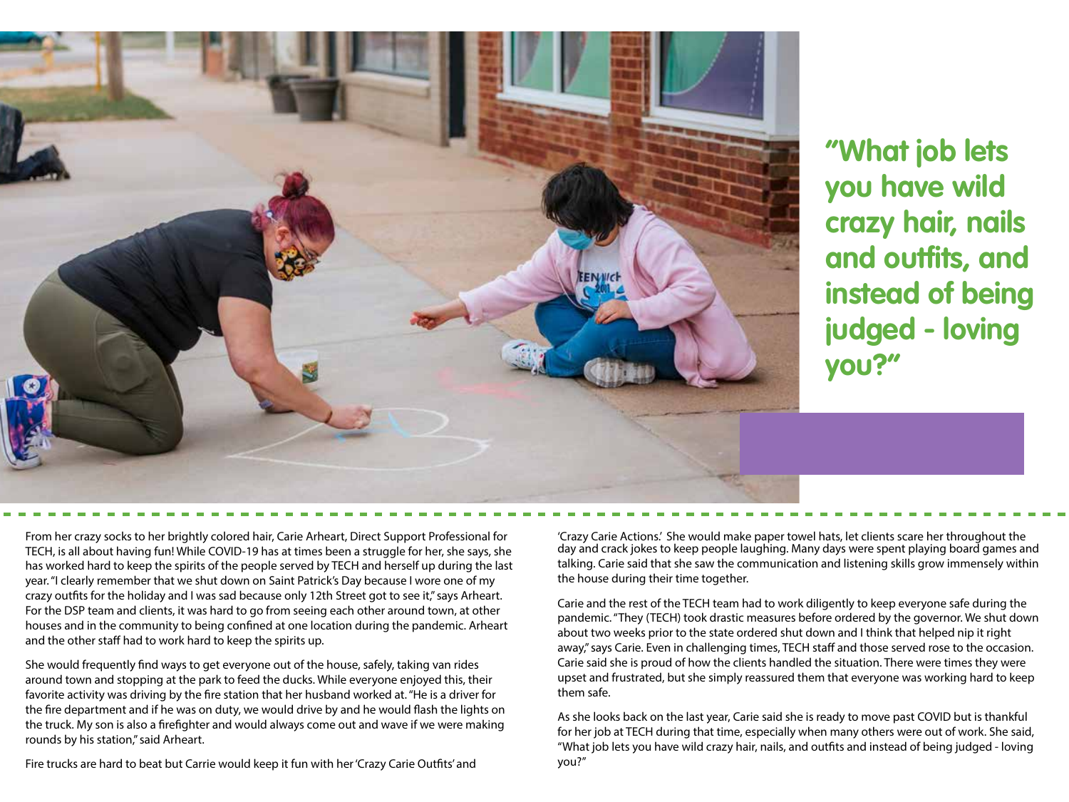**"What job lets you have wild crazy hair, nails and outfits, and instead of being judged - loving you?"**

From her crazy socks to her brightly colored hair, Carie Arheart, Direct Support Professional for TECH, is all about having fun! While COVID-19 has at times been a struggle for her, she says, she has worked hard to keep the spirits of the people served by TECH and herself up during the last year. "I clearly remember that we shut down on Saint Patrick's Day because I wore one of my crazy outfits for the holiday and I was sad because only 12th Street got to see it," says Arheart. For the DSP team and clients, it was hard to go from seeing each other around town, at other houses and in the community to being confined at one location during the pandemic. Arheart and the other staff had to work hard to keep the spirits up.

She would frequently find ways to get everyone out of the house, safely, taking van rides around town and stopping at the park to feed the ducks. While everyone enjoyed this, their favorite activity was driving by the fire station that her husband worked at. "He is a driver for the fire department and if he was on duty, we would drive by and he would flash the lights on the truck. My son is also a firefighter and would always come out and wave if we were making rounds by his station," said Arheart.

Fire trucks are hard to beat but Carrie would keep it fun with her 'Crazy Carie Outfits' and 'Crazy Carie Actions.' She would make paper towel hats, let clients scare her throughout the day and crack jokes to keep people laughing. Many days were spent playing board games and talking. Carie said that she saw the communication and listening skills grow immensely within the house during their time together.

Carie and the rest of the TECH team had to work diligently to keep everyone safe during the pandemic. "They (TECH) took drastic measures before ordered by the governor. We shut down about two weeks prior to the state ordered shut down and I think that helped nip it right away," says Carie. Even in challenging times, TECH staff and those served rose to the occasion. Carie said she is proud of how the clients handled the situation. There were times they were upset and frustrated, but she simply reassured them that everyone was working hard to keep them safe.

As she looks back on the last year, Carie said she is ready to move past COVID but is thankful for her job at TECH during that time, especially when many others were out of work. She said, "What job lets you have wild crazy hair, nails, and outfits and instead of being judged - loving you?"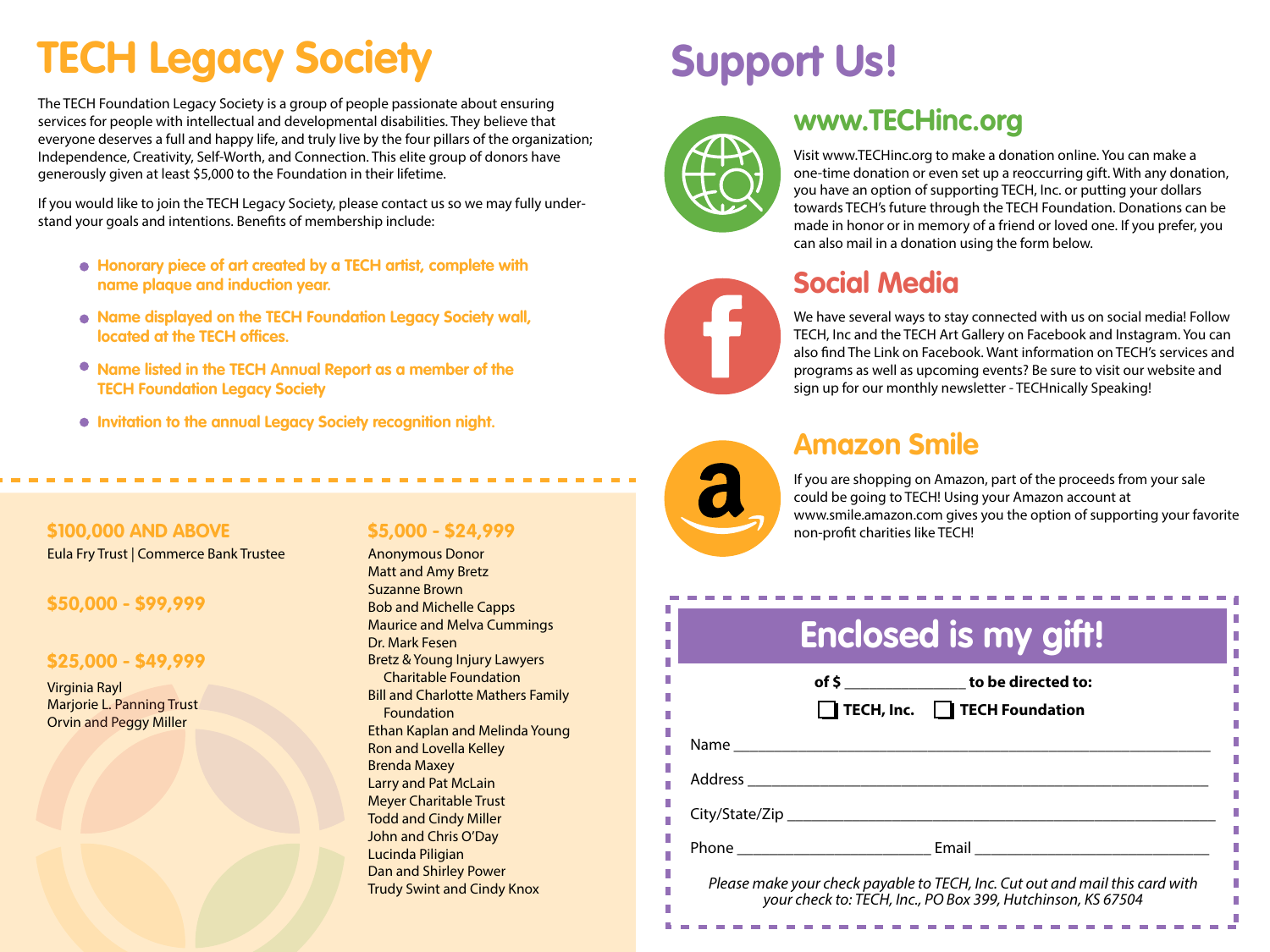# TECH Legacy Society

The TECH Foundation Legacy Society is a group of people passionate about ensuring services for people with intellectual and developmental disabilities. They believe that everyone deserves a full and happy life, and truly live by the four pillars of the organization; Independence, Creativity, Self-Worth, and Connection. This elite group of donors have generously given at least $5,000 to the Foundation in their lifetime.

If you would like to join the TECH Legacy Society, please contact us so we may fully understand your goals and intentions. Benefits of membership include:

- **Honorary piece of art created by a TECH artist, complete with name plaque and induction year.**
- **Name displayed on the TECH Foundation Legacy Society wall, located at the TECH offices.**
- **Name listed in the TECH Annual Report as a member of the TECH Foundation Legacy Society**
- **Invitation to the annual Legacy Society recognition night.**

### $100,000 AND ABOVE

Eula Fry Trust | Commerce Bank Trustee

### $50,000 - $99,999

### $25,000 - $49,999

Virginia Rayl
Marjorie L. Panning Trust
Orvin and Peggy Miller

### $5,000 - $24,999

Anonymous Donor
Matt and Amy Bretz
Suzanne Brown
Bob and Michelle Capps
Maurice and Melva Cummings
Dr. Mark Fesen
Bretz & Young Injury Lawyers Charitable Foundation
Bill and Charlotte Mathers Family Foundation
Ethan Kaplan and Melinda Young
Ron and Lovella Kelley
Brenda Maxey
Larry and Pat McLain
Meyer Charitable Trust
Todd and Cindy Miller
John and Chris O'Day
Lucinda Piligian
Dan and Shirley Power
Trudy Swint and Cindy Knox

# Support Us!

## www.TECHinc.org

Visit www.TECHinc.org to make a donation online. You can make a one-time donation or even set up a reoccurring gift. With any donation, you have an option of supporting TECH, Inc. or putting your dollars towards TECH's future through the TECH Foundation. Donations can be made in honor or in memory of a friend or loved one. If you prefer, you can also mail in a donation using the form below.

## Social Media

We have several ways to stay connected with us on social media! Follow TECH, Inc and the TECH Art Gallery on Facebook and Instagram. You can also find The Link on Facebook. Want information on TECH's services and programs as well as upcoming events? Be sure to visit our website and sign up for our monthly newsletter - TECHnically Speaking!

## Amazon Smile

If you are shopping on Amazon, part of the proceeds from your sale could be going to TECH! Using your Amazon account at www.smile.amazon.com gives you the option of supporting your favorite non-profit charities like TECH!

## Enclosed is my gift!

**of $ _______________ to be directed to:**

☐ **TECH, Inc.** ☐ **TECH Foundation**

Name ____________________________________________

Address __________________________________________

City/State/Zip ______________________________________

Phone _______________________ Email ___________________________

*Please make your check payable to TECH, Inc. Cut out and mail this card with your check to: TECH, Inc., PO Box 399, Hutchinson, KS 67504*